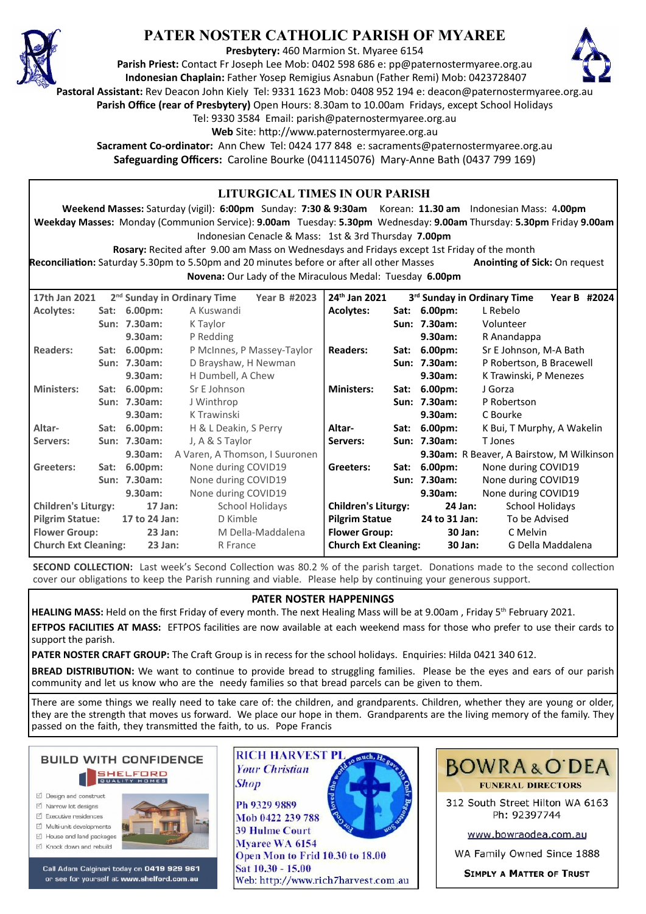# PATER NOSTER CATHOLIC PARISH OF MYAREE

**Presbytery:** 460 Marmion St. Myaree 6154
**Parish Priest:** Contact Fr Joseph Lee Mob: 0402 598 686 e: pp@paternostermyaree.org.au
**Indonesian Chaplain:** Father Yosep Remigius Asnabun (Father Remi) Mob: 0423728407
**Pastoral Assistant:** Rev Deacon John Kiely Tel: 9331 1623 Mob: 0408 952 194 e: deacon@paternostermyaree.org.au
**Parish Office (rear of Presbytery)** Open Hours: 8.30am to 10.00am Fridays, except School Holidays
Tel: 9330 3584 Email: parish@paternostermyaree.org.au
**Web** Site: http://www.paternostermyaree.org.au
**Sacrament Co-ordinator:** Ann Chew Tel: 0424 177 848 e: sacraments@paternostermyaree.org.au
**Safeguarding Officers:** Caroline Bourke (0411145076) Mary-Anne Bath (0437 799 169)

## LITURGICAL TIMES IN OUR PARISH

**Weekend Masses:** Saturday (vigil): **6:00pm** Sunday: **7:30 & 9:30am** Korean: **11.30 am** Indonesian Mass: 4**.00pm**
**Weekday Masses:** Monday (Communion Service): **9.00am** Tuesday: **5.30pm** Wednesday: **9.00am** Thursday: **5.30pm** Friday **9.00am**
Indonesian Cenacle & Mass: 1st & 3rd Thursday **7.00pm**
**Rosary:** Recited after 9.00 am Mass on Wednesdays and Fridays except 1st Friday of the month
**Reconciliation:** Saturday 5.30pm to 5.50pm and 20 minutes before or after all other Masses **Anointing of Sick:** On request
**Novena:** Our Lady of the Miraculous Medal: Tuesday **6.00pm**

| 17th Jan 2021 | 2nd Sunday in Ordinary Time | | Year B #2023 | 24th Jan 2021 | 3rd Sunday in Ordinary Time | | Year B #2024 |
|---|---|---|---|---|---|---|---|
| **Acolytes:** | Sat: | 6.00pm: | A Kuswandi | **Acolytes:** | Sat: | 6.00pm: | L Rebelo |
| | Sun: | 7.30am: | K Taylor | | Sun: | 7.30am: | Volunteer |
| | | 9.30am: | P Redding | | | 9.30am: | R Anandappa |
| **Readers:** | Sat: | 6.00pm: | P McInnes, P Massey-Taylor | **Readers:** | Sat: | 6.00pm: | Sr E Johnson, M-A Bath |
| | Sun: | 7.30am: | D Brayshaw, H Newman | | Sun: | 7.30am: | P Robertson, B Bracewell |
| | | 9.30am: | H Dumbell, A Chew | | | 9.30am: | K Trawinski, P Menezes |
| **Ministers:** | Sat: | 6.00pm: | Sr E Johnson | **Ministers:** | Sat: | 6.00pm: | J Gorza |
| | Sun: | 7.30am: | J Winthrop | | Sun: | 7.30am: | P Robertson |
| | | 9.30am: | K Trawinski | | | 9.30am: | C Bourke |
| **Altar-Servers:** | Sat: | 6.00pm: | H & L Deakin, S Perry | **Altar-Servers:** | Sat: | 6.00pm: | K Bui, T Murphy, A Wakelin |
| | Sun: | 7.30am: | J, A & S Taylor | | Sun: | 7.30am: | T Jones |
| | | 9.30am: | A Varen, A Thomson, I Suuronen | | | 9.30am: | R Beaver, A Bairstow, M Wilkinson |
| **Greeters:** | Sat: | 6.00pm: | None during COVID19 | **Greeters:** | Sat: | 6.00pm: | None during COVID19 |
| | Sun: | 7.30am: | None during COVID19 | | Sun: | 7.30am: | None during COVID19 |
| | | 9.30am: | None during COVID19 | | | 9.30am: | None during COVID19 |
| **Children's Liturgy:** | | 17 Jan: | School Holidays | **Children's Liturgy:** | | 24 Jan: | School Holidays |
| **Pilgrim Statue:** | | 17 to 24 Jan: | D Kimble | **Pilgrim Statue** | | 24 to 31 Jan: | To be Advised |
| **Flower Group:** | | 23 Jan: | M Della-Maddalena | **Flower Group:** | | 30 Jan: | C Melvin |
| **Church Ext Cleaning:** | | 23 Jan: | R France | **Church Ext Cleaning:** | | 30 Jan: | G Della Maddalena |

**SECOND COLLECTION:** Last week's Second Collection was 80.2 % of the parish target. Donations made to the second collection cover our obligations to keep the Parish running and viable. Please help by continuing your generous support.

## PATER NOSTER HAPPENINGS

**HEALING MASS:** Held on the first Friday of every month. The next Healing Mass will be at 9.00am , Friday 5th February 2021.

**EFTPOS FACILITIES AT MASS:** EFTPOS facilities are now available at each weekend mass for those who prefer to use their cards to support the parish.

**PATER NOSTER CRAFT GROUP:** The Craft Group is in recess for the school holidays. Enquiries: Hilda 0421 340 612.

**BREAD DISTRIBUTION:** We want to continue to provide bread to struggling families. Please be the eyes and ears of our parish community and let us know who are the needy families so that bread parcels can be given to them.

There are some things we really need to take care of: the children, and grandparents. Children, whether they are young or older, they are the strength that moves us forward. We place our hope in them. Grandparents are the living memory of the family. They passed on the faith, they transmitted the faith, to us. Pope Francis

**BUILD WITH CONFIDENCE**
SHELFORD QUALITY HOMES
- Design and construct
- Narrow lot designs
- Executive residences
- Multi-unit developments
- House and land packages
- Knock down and rebuild

Call Adam Calginari today on 0419 929 961 or see for yourself at www.shelford.com.au

**RICH HARVEST PL**
*Your Christian Shop*
For God loved the world so much, He gave his Only Begotten Son
Ph 9329 9889
Mob 0422 239 788
39 Hulme Court
Myaree WA 6154
Open Mon to Frid 10.30 to 18.00
Sat 10.30 - 15.00
Web: http://www.rich7harvest.com.au

**BOWRA & O'DEA**
FUNERAL DIRECTORS
312 South Street Hilton WA 6163
Ph: 92397744
www.bowraodea.com.au
WA Family Owned Since 1888
SIMPLY A MATTER OF TRUST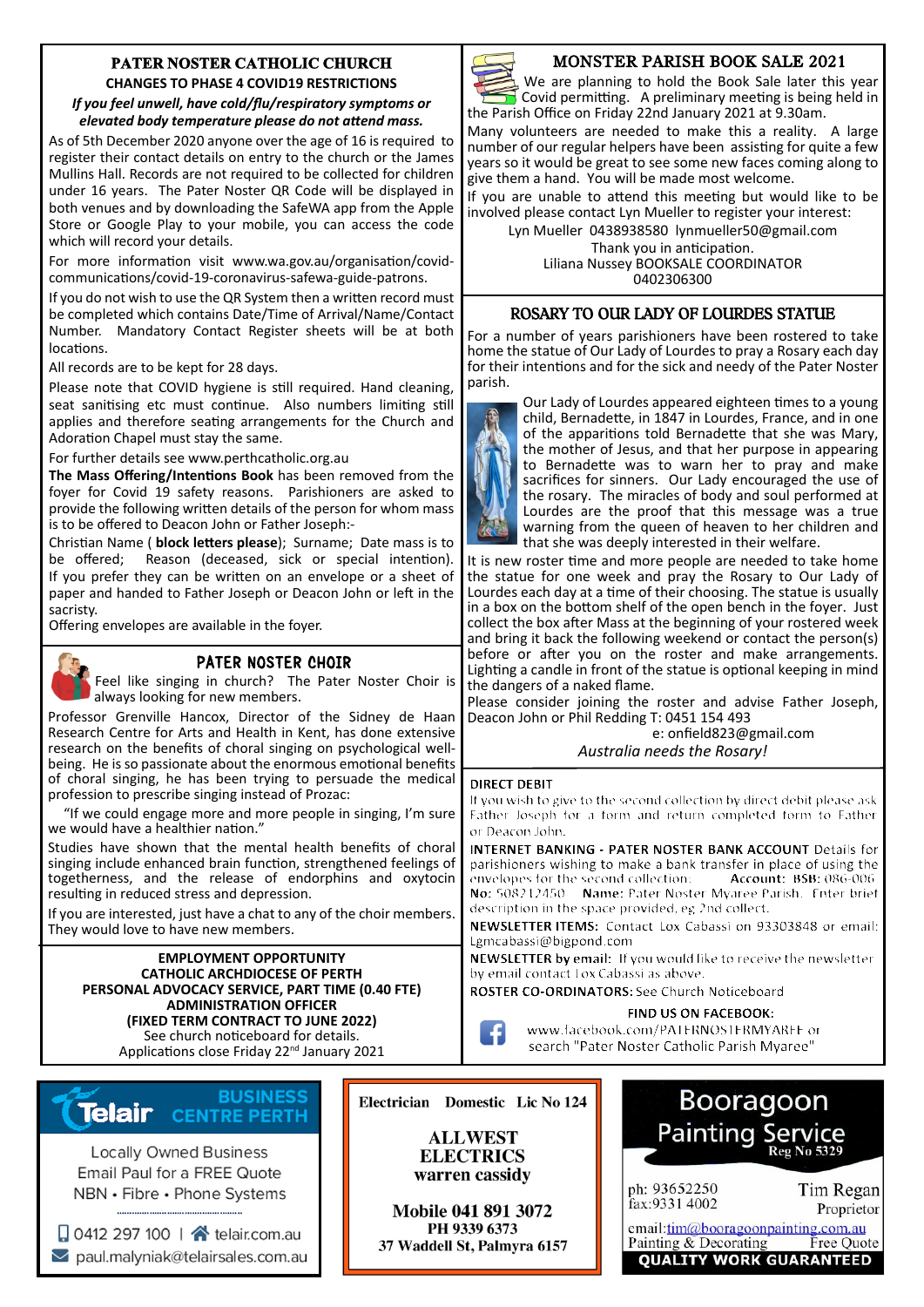## PATER NOSTER CATHOLIC CHURCH

### CHANGES TO PHASE 4 COVID19 RESTRICTIONS

***If you feel unwell, have cold/flu/respiratory symptoms or elevated body temperature please do not attend mass.***

As of 5th December 2020 anyone over the age of 16 is required to register their contact details on entry to the church or the James Mullins Hall. Records are not required to be collected for children under 16 years. The Pater Noster QR Code will be displayed in both venues and by downloading the SafeWA app from the Apple Store or Google Play to your mobile, you can access the code which will record your details.

For more information visit www.wa.gov.au/organisation/covid-communications/covid-19-coronavirus-safewa-guide-patrons.

If you do not wish to use the QR System then a written record must be completed which contains Date/Time of Arrival/Name/Contact Number. Mandatory Contact Register sheets will be at both locations.

All records are to be kept for 28 days.

Please note that COVID hygiene is still required. Hand cleaning, seat sanitising etc must continue. Also numbers limiting still applies and therefore seating arrangements for the Church and Adoration Chapel must stay the same.

For further details see www.perthcatholic.org.au

**The Mass Offering/Intentions Book** has been removed from the foyer for Covid 19 safety reasons. Parishioners are asked to provide the following written details of the person for whom mass is to be offered to Deacon John or Father Joseph:-

Christian Name ( **block letters please**); Surname; Date mass is to be offered; Reason (deceased, sick or special intention). If you prefer they can be written on an envelope or a sheet of paper and handed to Father Joseph or Deacon John or left in the sacristy.

Offering envelopes are available in the foyer.

## PATER NOSTER CHOIR

Feel like singing in church? The Pater Noster Choir is always looking for new members.

Professor Grenville Hancox, Director of the Sidney de Haan Research Centre for Arts and Health in Kent, has done extensive research on the benefits of choral singing on psychological well-being. He is so passionate about the enormous emotional benefits of choral singing, he has been trying to persuade the medical profession to prescribe singing instead of Prozac:

"If we could engage more and more people in singing, I'm sure we would have a healthier nation."

Studies have shown that the mental health benefits of choral singing include enhanced brain function, strengthened feelings of togetherness, and the release of endorphins and oxytocin resulting in reduced stress and depression.

If you are interested, just have a chat to any of the choir members. They would love to have new members.

**EMPLOYMENT OPPORTUNITY**
**CATHOLIC ARCHDIOCESE OF PERTH**
**PERSONAL ADVOCACY SERVICE, PART TIME (0.40 FTE)**
**ADMINISTRATION OFFICER**
**(FIXED TERM CONTRACT TO JUNE 2022)**
See church noticeboard for details.
Applications close Friday 22nd January 2021

## MONSTER PARISH BOOK SALE 2021

We are planning to hold the Book Sale later this year Covid permitting. A preliminary meeting is being held in the Parish Office on Friday 22nd January 2021 at 9.30am.

Many volunteers are needed to make this a reality. A large number of our regular helpers have been assisting for quite a few years so it would be great to see some new faces coming along to give them a hand. You will be made most welcome.

If you are unable to attend this meeting but would like to be involved please contact Lyn Mueller to register your interest:

Lyn Mueller 0438938580 lynmueller50@gmail.com
Thank you in anticipation.
Liliana Nussey BOOKSALE COORDINATOR
0402306300

## ROSARY TO OUR LADY OF LOURDES STATUE

For a number of years parishioners have been rostered to take home the statue of Our Lady of Lourdes to pray a Rosary each day for their intentions and for the sick and needy of the Pater Noster parish.

Our Lady of Lourdes appeared eighteen times to a young child, Bernadette, in 1847 in Lourdes, France, and in one of the apparitions told Bernadette that she was Mary, the mother of Jesus, and that her purpose in appearing to Bernadette was to warn her to pray and make sacrifices for sinners. Our Lady encouraged the use of the rosary. The miracles of body and soul performed at Lourdes are the proof that this message was a true warning from the queen of heaven to her children and that she was deeply interested in their welfare.

It is new roster time and more people are needed to take home the statue for one week and pray the Rosary to Our Lady of Lourdes each day at a time of their choosing. The statue is usually in a box on the bottom shelf of the open bench in the foyer. Just collect the box after Mass at the beginning of your rostered week and bring it back the following weekend or contact the person(s) before or after you on the roster and make arrangements. Lighting a candle in front of the statue is optional keeping in mind the dangers of a naked flame.

Please consider joining the roster and advise Father Joseph, Deacon John or Phil Redding T: 0451 154 493
e: onfield823@gmail.com

*Australia needs the Rosary!*

**DIRECT DEBIT**
If you wish to give to the second collection by direct debit please ask Father Joseph for a form and return completed form to Father or Deacon John.

**INTERNET BANKING - PATER NOSTER BANK ACCOUNT** Details for parishioners wishing to make a bank transfer in place of using the envelopes for the second collection. **Account: BSB:** 086-006 **No:** 508212450 **Name:** Pater Noster Myaree Parish. Enter brief description in the space provided, eg 2nd collect.

**NEWSLETTER ITEMS:** Contact Lox Cabassi on 93303848 or email: Lgmcabassi@bigpond.com

**NEWSLETTER by email:** If you would like to receive the newsletter by email contact Lox Cabassi as above.

**ROSTER CO-ORDINATORS:** See Church Noticeboard

**FIND US ON FACEBOOK:**
www.facebook.com/PATERNOSTERMYAREE or search "Pater Noster Catholic Parish Myaree"

---

**Telair BUSINESS CENTRE PERTH**
Locally Owned Business
Email Paul for a FREE Quote
NBN • Fibre • Phone Systems
0412 297 100 | telair.com.au
paul.malyniak@telairsales.com.au

**Electrician Domestic Lic No 124**
**ALLWEST ELECTRICS**
**warren cassidy**
**Mobile 041 891 3072**
**PH 9339 6373**
**37 Waddell St, Palmyra 6157**

**Booragoon Painting Service**
Reg No 5329
ph: 93652250
fax:9331 4002
Tim Regan
Proprietor
email:tim@booragoonpainting.com.au
Painting & Decorating Free Quote
**QUALITY WORK GUARANTEED**